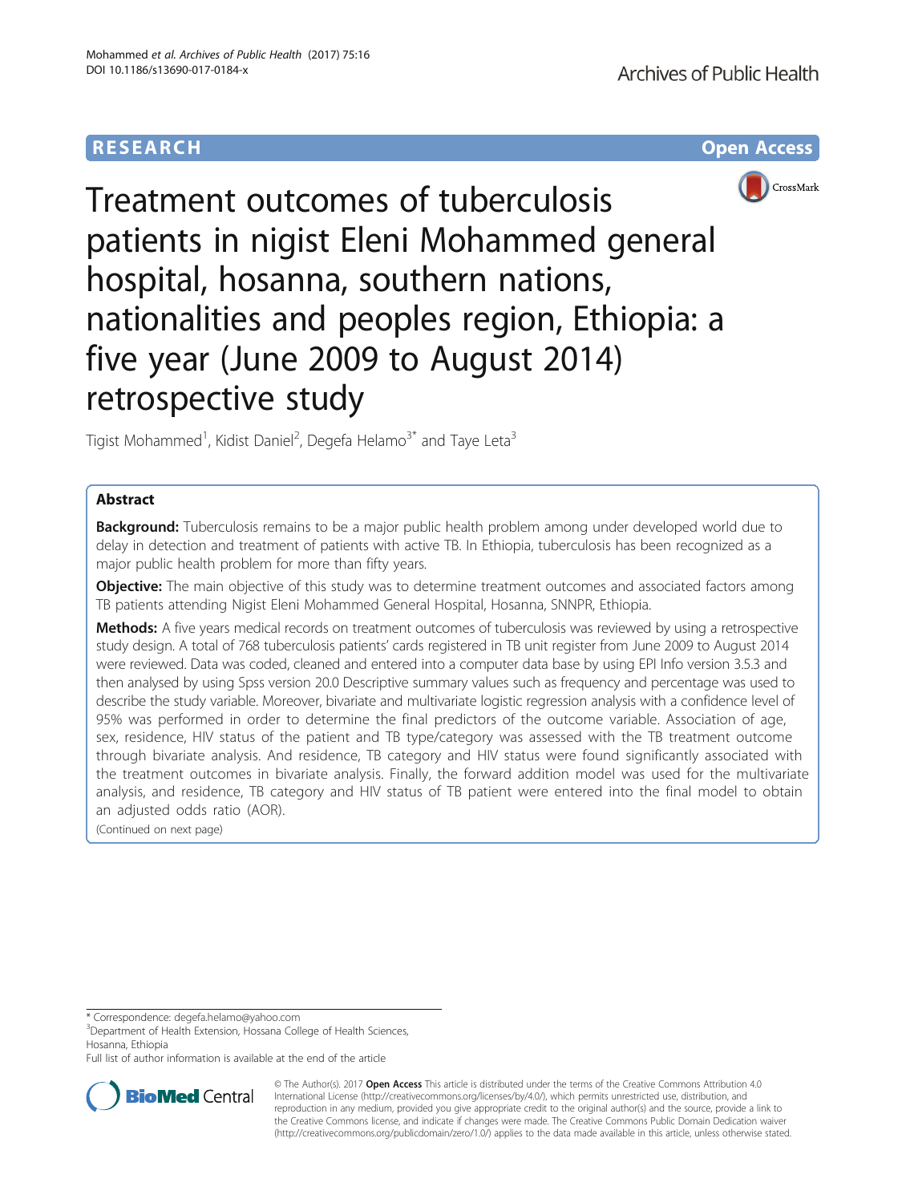# Treatment outcomes of tuberculosis patients in nigist Eleni Mohammed general hospital, hosanna, southern nations, nationalities and peoples region, Ethiopia: a five year (June 2009 to August 2014) retrospective study

Tigist Mohammed[1], Kidist Daniel[2], Degefa Helamo[3*] and Taye Leta[3]

## Abstract

**Background:** Tuberculosis remains to be a major public health problem among under developed world due to delay in detection and treatment of patients with active TB. In Ethiopia, tuberculosis has been recognized as a major public health problem for more than fifty years.

**Objective:** The main objective of this study was to determine treatment outcomes and associated factors among TB patients attending Nigist Eleni Mohammed General Hospital, Hosanna, SNNPR, Ethiopia.

**Methods:** A five years medical records on treatment outcomes of tuberculosis was reviewed by using a retrospective study design. A total of 768 tuberculosis patients' cards registered in TB unit register from June 2009 to August 2014 were reviewed. Data was coded, cleaned and entered into a computer data base by using EPI Info version 3.5.3 and then analysed by using Spss version 20.0 Descriptive summary values such as frequency and percentage was used to describe the study variable. Moreover, bivariate and multivariate logistic regression analysis with a confidence level of 95% was performed in order to determine the final predictors of the outcome variable. Association of age, sex, residence, HIV status of the patient and TB type/category was assessed with the TB treatment outcome through bivariate analysis. And residence, TB category and HIV status were found significantly associated with the treatment outcomes in bivariate analysis. Finally, the forward addition model was used for the multivariate analysis, and residence, TB category and HIV status of TB patient were entered into the final model to obtain an adjusted odds ratio (AOR).

(Continued on next page)

* Correspondence: degefa.helamo@yahoo.com

[3]Department of Health Extension, Hossana College of Health Sciences, Hosanna, Ethiopia

Full list of author information is available at the end of the article

© The Author(s). 2017 **Open Access** This article is distributed under the terms of the Creative Commons Attribution 4.0 International License (http://creativecommons.org/licenses/by/4.0/), which permits unrestricted use, distribution, and reproduction in any medium, provided you give appropriate credit to the original author(s) and the source, provide a link to the Creative Commons license, and indicate if changes were made. The Creative Commons Public Domain Dedication waiver (http://creativecommons.org/publicdomain/zero/1.0/) applies to the data made available in this article, unless otherwise stated.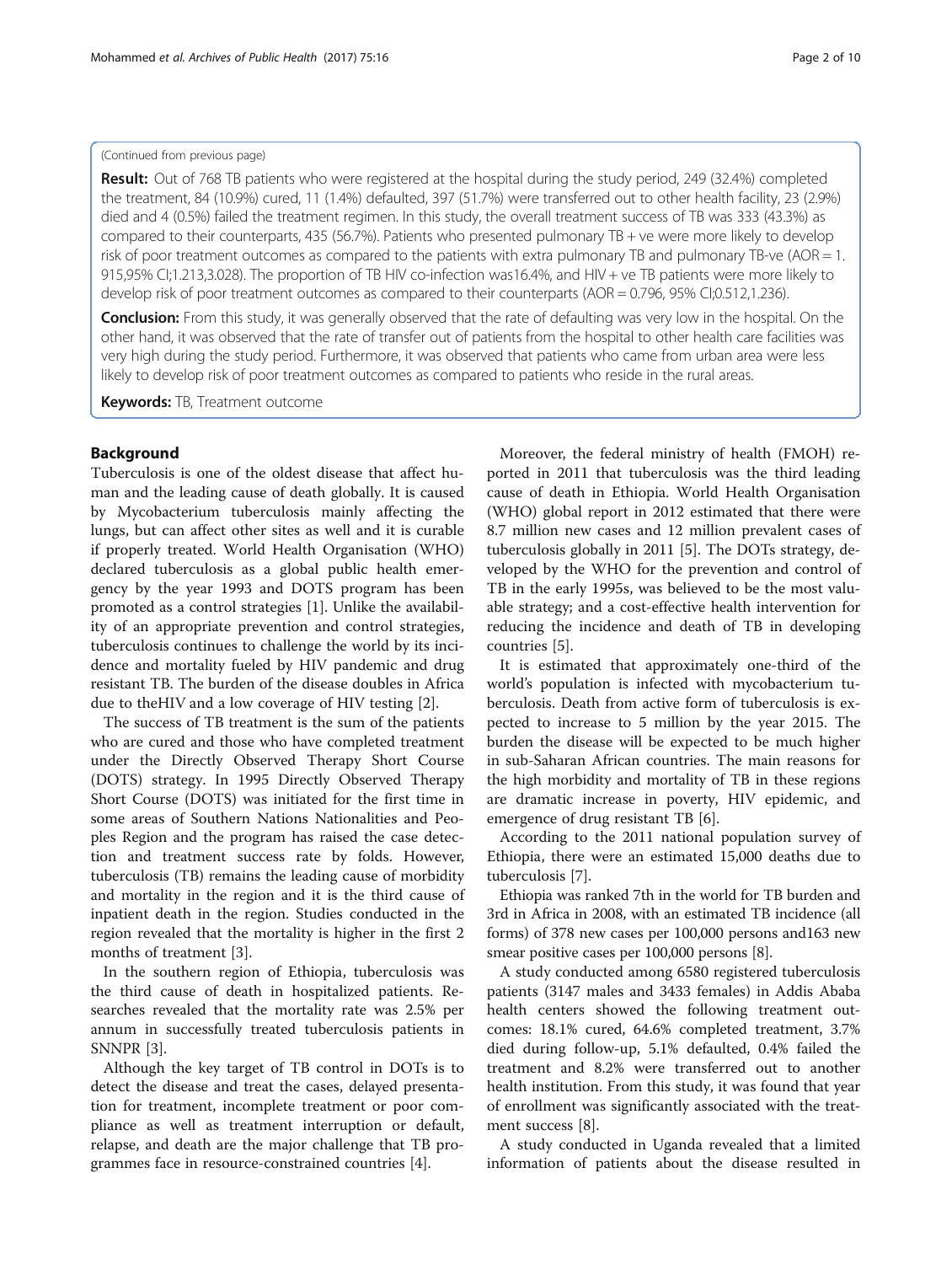(Continued from previous page)

**Result:** Out of 768 TB patients who were registered at the hospital during the study period, 249 (32.4%) completed the treatment, 84 (10.9%) cured, 11 (1.4%) defaulted, 397 (51.7%) were transferred out to other health facility, 23 (2.9%) died and 4 (0.5%) failed the treatment regimen. In this study, the overall treatment success of TB was 333 (43.3%) as compared to their counterparts, 435 (56.7%). Patients who presented pulmonary TB + ve were more likely to develop risk of poor treatment outcomes as compared to the patients with extra pulmonary TB and pulmonary TB-ve (AOR = 1. 915,95% CI;1.213,3.028). The proportion of TB HIV co-infection was16.4%, and HIV + ve TB patients were more likely to develop risk of poor treatment outcomes as compared to their counterparts (AOR = 0.796, 95% CI;0.512,1.236).

**Conclusion:** From this study, it was generally observed that the rate of defaulting was very low in the hospital. On the other hand, it was observed that the rate of transfer out of patients from the hospital to other health care facilities was very high during the study period. Furthermore, it was observed that patients who came from urban area were less likely to develop risk of poor treatment outcomes as compared to patients who reside in the rural areas.

**Keywords:** TB, Treatment outcome

## Background

Tuberculosis is one of the oldest disease that affect human and the leading cause of death globally. It is caused by Mycobacterium tuberculosis mainly affecting the lungs, but can affect other sites as well and it is curable if properly treated. World Health Organisation (WHO) declared tuberculosis as a global public health emergency by the year 1993 and DOTS program has been promoted as a control strategies [1]. Unlike the availability of an appropriate prevention and control strategies, tuberculosis continues to challenge the world by its incidence and mortality fueled by HIV pandemic and drug resistant TB. The burden of the disease doubles in Africa due to theHIV and a low coverage of HIV testing [2].

The success of TB treatment is the sum of the patients who are cured and those who have completed treatment under the Directly Observed Therapy Short Course (DOTS) strategy. In 1995 Directly Observed Therapy Short Course (DOTS) was initiated for the first time in some areas of Southern Nations Nationalities and Peoples Region and the program has raised the case detection and treatment success rate by folds. However, tuberculosis (TB) remains the leading cause of morbidity and mortality in the region and it is the third cause of inpatient death in the region. Studies conducted in the region revealed that the mortality is higher in the first 2 months of treatment [3].

In the southern region of Ethiopia, tuberculosis was the third cause of death in hospitalized patients. Researches revealed that the mortality rate was 2.5% per annum in successfully treated tuberculosis patients in SNNPR [3].

Although the key target of TB control in DOTs is to detect the disease and treat the cases, delayed presentation for treatment, incomplete treatment or poor compliance as well as treatment interruption or default, relapse, and death are the major challenge that TB programmes face in resource-constrained countries [4].

Moreover, the federal ministry of health (FMOH) reported in 2011 that tuberculosis was the third leading cause of death in Ethiopia. World Health Organisation (WHO) global report in 2012 estimated that there were 8.7 million new cases and 12 million prevalent cases of tuberculosis globally in 2011 [5]. The DOTs strategy, developed by the WHO for the prevention and control of TB in the early 1995s, was believed to be the most valuable strategy; and a cost-effective health intervention for reducing the incidence and death of TB in developing countries [5].

It is estimated that approximately one-third of the world's population is infected with mycobacterium tuberculosis. Death from active form of tuberculosis is expected to increase to 5 million by the year 2015. The burden the disease will be expected to be much higher in sub-Saharan African countries. The main reasons for the high morbidity and mortality of TB in these regions are dramatic increase in poverty, HIV epidemic, and emergence of drug resistant TB [6].

According to the 2011 national population survey of Ethiopia, there were an estimated 15,000 deaths due to tuberculosis [7].

Ethiopia was ranked 7th in the world for TB burden and 3rd in Africa in 2008, with an estimated TB incidence (all forms) of 378 new cases per 100,000 persons and163 new smear positive cases per 100,000 persons [8].

A study conducted among 6580 registered tuberculosis patients (3147 males and 3433 females) in Addis Ababa health centers showed the following treatment outcomes: 18.1% cured, 64.6% completed treatment, 3.7% died during follow-up, 5.1% defaulted, 0.4% failed the treatment and 8.2% were transferred out to another health institution. From this study, it was found that year of enrollment was significantly associated with the treatment success [8].

A study conducted in Uganda revealed that a limited information of patients about the disease resulted in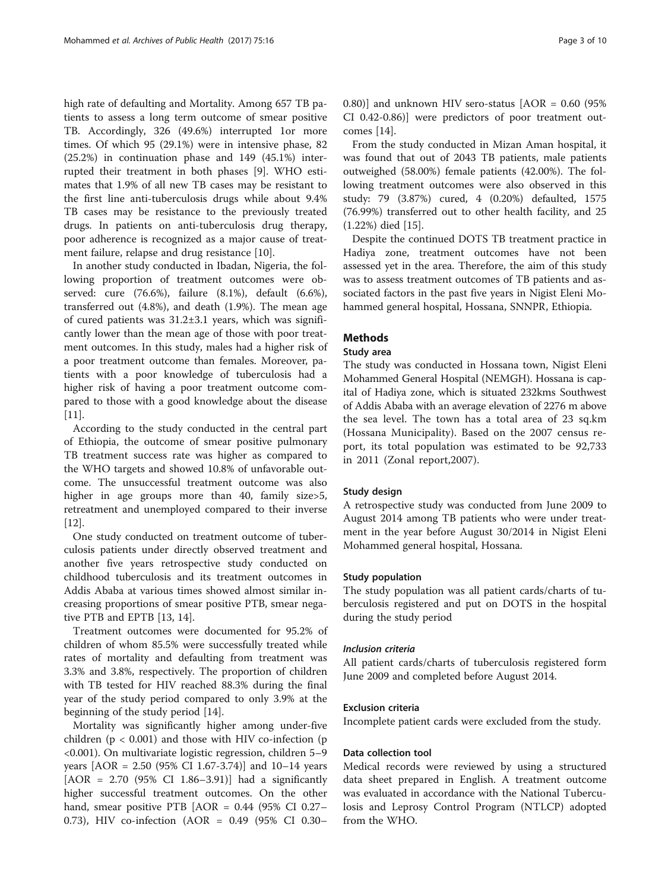high rate of defaulting and Mortality. Among 657 TB patients to assess a long term outcome of smear positive TB. Accordingly, 326 (49.6%) interrupted 1or more times. Of which 95 (29.1%) were in intensive phase, 82 (25.2%) in continuation phase and 149 (45.1%) interrupted their treatment in both phases [9]. WHO estimates that 1.9% of all new TB cases may be resistant to the first line anti-tuberculosis drugs while about 9.4% TB cases may be resistance to the previously treated drugs. In patients on anti-tuberculosis drug therapy, poor adherence is recognized as a major cause of treatment failure, relapse and drug resistance [10].

In another study conducted in Ibadan, Nigeria, the following proportion of treatment outcomes were observed: cure (76.6%), failure (8.1%), default (6.6%), transferred out (4.8%), and death (1.9%). The mean age of cured patients was 31.2±3.1 years, which was significantly lower than the mean age of those with poor treatment outcomes. In this study, males had a higher risk of a poor treatment outcome than females. Moreover, patients with a poor knowledge of tuberculosis had a higher risk of having a poor treatment outcome compared to those with a good knowledge about the disease [11].

According to the study conducted in the central part of Ethiopia, the outcome of smear positive pulmonary TB treatment success rate was higher as compared to the WHO targets and showed 10.8% of unfavorable outcome. The unsuccessful treatment outcome was also higher in age groups more than 40, family size>5, retreatment and unemployed compared to their inverse [12].

One study conducted on treatment outcome of tuberculosis patients under directly observed treatment and another five years retrospective study conducted on childhood tuberculosis and its treatment outcomes in Addis Ababa at various times showed almost similar increasing proportions of smear positive PTB, smear negative PTB and EPTB [13, 14].

Treatment outcomes were documented for 95.2% of children of whom 85.5% were successfully treated while rates of mortality and defaulting from treatment was 3.3% and 3.8%, respectively. The proportion of children with TB tested for HIV reached 88.3% during the final year of the study period compared to only 3.9% at the beginning of the study period [14].

Mortality was significantly higher among under-five children ($p < 0.001$) and those with HIV co-infection ($p < 0.001$). On multivariate logistic regression, children 5–9 years [AOR = 2.50 (95% CI 1.67-3.74)] and 10–14 years [AOR = 2.70 (95% CI 1.86–3.91)] had a significantly higher successful treatment outcomes. On the other hand, smear positive PTB [AOR = 0.44 (95% CI 0.27–0.73), HIV co-infection (AOR = 0.49 (95% CI 0.30–0.80)] and unknown HIV sero-status [AOR = 0.60 (95% CI 0.42-0.86)] were predictors of poor treatment outcomes [14].

From the study conducted in Mizan Aman hospital, it was found that out of 2043 TB patients, male patients outweighed (58.00%) female patients (42.00%). The following treatment outcomes were also observed in this study: 79 (3.87%) cured, 4 (0.20%) defaulted, 1575 (76.99%) transferred out to other health facility, and 25 (1.22%) died [15].

Despite the continued DOTS TB treatment practice in Hadiya zone, treatment outcomes have not been assessed yet in the area. Therefore, the aim of this study was to assess treatment outcomes of TB patients and associated factors in the past five years in Nigist Eleni Mohammed general hospital, Hossana, SNNPR, Ethiopia.

## Methods

### Study area

The study was conducted in Hossana town, Nigist Eleni Mohammed General Hospital (NEMGH). Hossana is capital of Hadiya zone, which is situated 232kms Southwest of Addis Ababa with an average elevation of 2276 m above the sea level. The town has a total area of 23 sq.km (Hossana Municipality). Based on the 2007 census report, its total population was estimated to be 92,733 in 2011 (Zonal report,2007).

### Study design

A retrospective study was conducted from June 2009 to August 2014 among TB patients who were under treatment in the year before August 30/2014 in Nigist Eleni Mohammed general hospital, Hossana.

### Study population

The study population was all patient cards/charts of tuberculosis registered and put on DOTS in the hospital during the study period

#### *Inclusion criteria*

All patient cards/charts of tuberculosis registered form June 2009 and completed before August 2014.

### Exclusion criteria

Incomplete patient cards were excluded from the study.

### Data collection tool

Medical records were reviewed by using a structured data sheet prepared in English. A treatment outcome was evaluated in accordance with the National Tuberculosis and Leprosy Control Program (NTLCP) adopted from the WHO.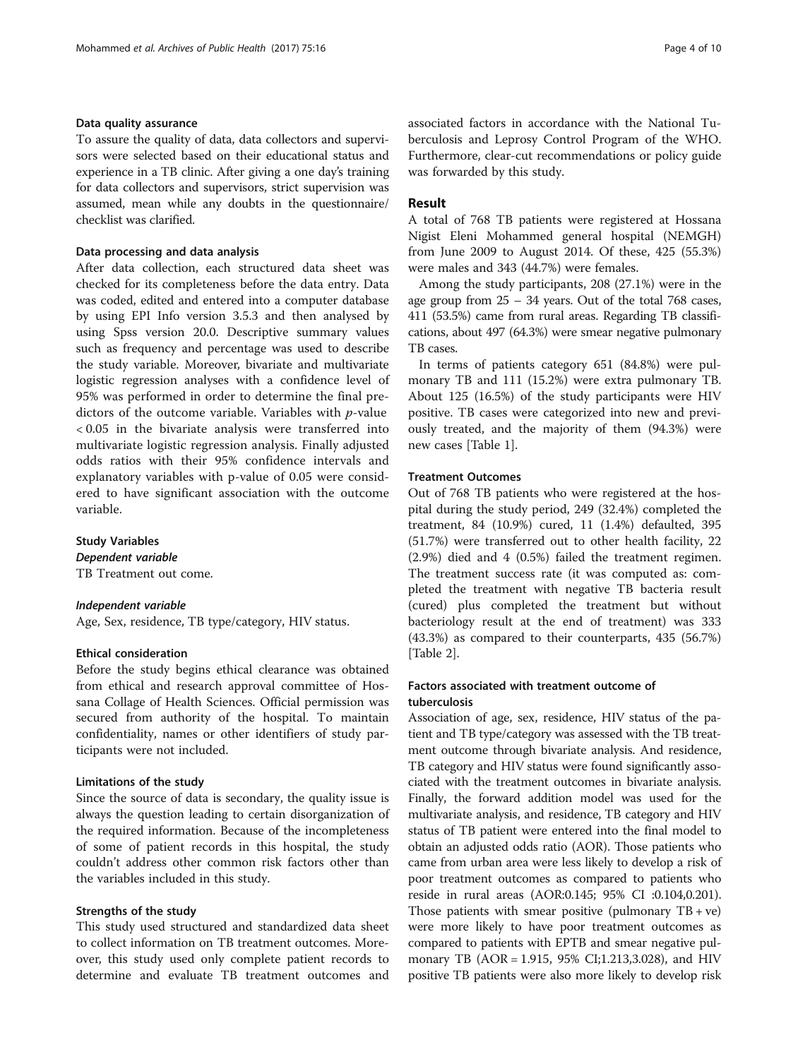#### Data quality assurance

To assure the quality of data, data collectors and supervisors were selected based on their educational status and experience in a TB clinic. After giving a one day's training for data collectors and supervisors, strict supervision was assumed, mean while any doubts in the questionnaire/checklist was clarified.

#### Data processing and data analysis

After data collection, each structured data sheet was checked for its completeness before the data entry. Data was coded, edited and entered into a computer database by using EPI Info version 3.5.3 and then analysed by using Spss version 20.0. Descriptive summary values such as frequency and percentage was used to describe the study variable. Moreover, bivariate and multivariate logistic regression analyses with a confidence level of 95% was performed in order to determine the final predictors of the outcome variable. Variables with $p$-value $< 0.05$ in the bivariate analysis were transferred into multivariate logistic regression analysis. Finally adjusted odds ratios with their 95% confidence intervals and explanatory variables with p-value of 0.05 were considered to have significant association with the outcome variable.

#### Study Variables

##### *Dependent variable*

TB Treatment out come.

##### *Independent variable*

Age, Sex, residence, TB type/category, HIV status.

#### Ethical consideration

Before the study begins ethical clearance was obtained from ethical and research approval committee of Hossana Collage of Health Sciences. Official permission was secured from authority of the hospital. To maintain confidentiality, names or other identifiers of study participants were not included.

#### Limitations of the study

Since the source of data is secondary, the quality issue is always the question leading to certain disorganization of the required information. Because of the incompleteness of some of patient records in this hospital, the study couldn't address other common risk factors other than the variables included in this study.

#### Strengths of the study

This study used structured and standardized data sheet to collect information on TB treatment outcomes. Moreover, this study used only complete patient records to determine and evaluate TB treatment outcomes and associated factors in accordance with the National Tuberculosis and Leprosy Control Program of the WHO. Furthermore, clear-cut recommendations or policy guide was forwarded by this study.

## Result

A total of 768 TB patients were registered at Hossana Nigist Eleni Mohammed general hospital (NEMGH) from June 2009 to August 2014. Of these, 425 (55.3%) were males and 343 (44.7%) were females.

Among the study participants, 208 (27.1%) were in the age group from 25 – 34 years. Out of the total 768 cases, 411 (53.5%) came from rural areas. Regarding TB classifications, about 497 (64.3%) were smear negative pulmonary TB cases.

In terms of patients category 651 (84.8%) were pulmonary TB and 111 (15.2%) were extra pulmonary TB. About 125 (16.5%) of the study participants were HIV positive. TB cases were categorized into new and previously treated, and the majority of them (94.3%) were new cases [Table 1].

#### Treatment Outcomes

Out of 768 TB patients who were registered at the hospital during the study period, 249 (32.4%) completed the treatment, 84 (10.9%) cured, 11 (1.4%) defaulted, 395 (51.7%) were transferred out to other health facility, 22 (2.9%) died and 4 (0.5%) failed the treatment regimen. The treatment success rate (it was computed as: completed the treatment with negative TB bacteria result (cured) plus completed the treatment but without bacteriology result at the end of treatment) was 333 (43.3%) as compared to their counterparts, 435 (56.7%) [Table 2].

#### Factors associated with treatment outcome of tuberculosis

Association of age, sex, residence, HIV status of the patient and TB type/category was assessed with the TB treatment outcome through bivariate analysis. And residence, TB category and HIV status were found significantly associated with the treatment outcomes in bivariate analysis. Finally, the forward addition model was used for the multivariate analysis, and residence, TB category and HIV status of TB patient were entered into the final model to obtain an adjusted odds ratio (AOR). Those patients who came from urban area were less likely to develop a risk of poor treatment outcomes as compared to patients who reside in rural areas (AOR:0.145; 95% CI :0.104,0.201). Those patients with smear positive (pulmonary TB + ve) were more likely to have poor treatment outcomes as compared to patients with EPTB and smear negative pulmonary TB (AOR = 1.915, 95% CI;1.213,3.028), and HIV positive TB patients were also more likely to develop risk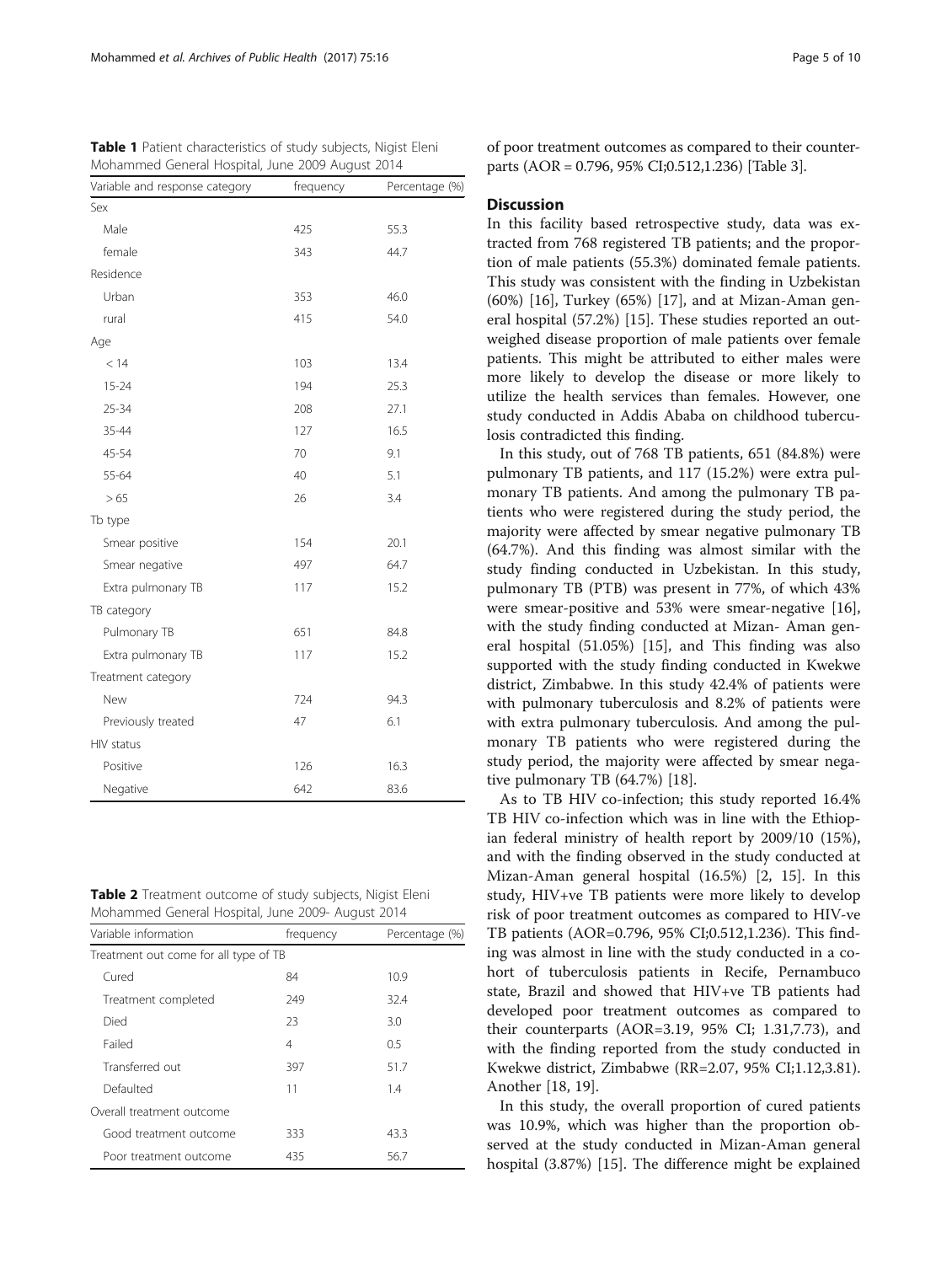**Table 1** Patient characteristics of study subjects, Nigist Eleni Mohammed General Hospital, June 2009 August 2014

| Variable and response category | frequency | Percentage (%) |
|---|---|---|
| Sex | | |
| Male | 425 | 55.3 |
| female | 343 | 44.7 |
| Residence | | |
| Urban | 353 | 46.0 |
| rural | 415 | 54.0 |
| Age | | |
| < 14 | 103 | 13.4 |
| 15-24 | 194 | 25.3 |
| 25-34 | 208 | 27.1 |
| 35-44 | 127 | 16.5 |
| 45-54 | 70 | 9.1 |
| 55-64 | 40 | 5.1 |
| > 65 | 26 | 3.4 |
| Tb type | | |
| Smear positive | 154 | 20.1 |
| Smear negative | 497 | 64.7 |
| Extra pulmonary TB | 117 | 15.2 |
| TB category | | |
| Pulmonary TB | 651 | 84.8 |
| Extra pulmonary TB | 117 | 15.2 |
| Treatment category | | |
| New | 724 | 94.3 |
| Previously treated | 47 | 6.1 |
| HIV status | | |
| Positive | 126 | 16.3 |
| Negative | 642 | 83.6 |

**Table 2** Treatment outcome of study subjects, Nigist Eleni Mohammed General Hospital, June 2009- August 2014

| Variable information | frequency | Percentage (%) |
|---|---|---|
| Treatment out come for all type of TB | | |
| Cured | 84 | 10.9 |
| Treatment completed | 249 | 32.4 |
| Died | 23 | 3.0 |
| Failed | 4 | 0.5 |
| Transferred out | 397 | 51.7 |
| Defaulted | 11 | 1.4 |
| Overall treatment outcome | | |
| Good treatment outcome | 333 | 43.3 |
| Poor treatment outcome | 435 | 56.7 |

of poor treatment outcomes as compared to their counterparts (AOR = 0.796, 95% CI;0.512,1.236) [Table 3].

## Discussion

In this facility based retrospective study, data was extracted from 768 registered TB patients; and the proportion of male patients (55.3%) dominated female patients. This study was consistent with the finding in Uzbekistan (60%) [16], Turkey (65%) [17], and at Mizan-Aman general hospital (57.2%) [15]. These studies reported an outweighed disease proportion of male patients over female patients. This might be attributed to either males were more likely to develop the disease or more likely to utilize the health services than females. However, one study conducted in Addis Ababa on childhood tuberculosis contradicted this finding.

In this study, out of 768 TB patients, 651 (84.8%) were pulmonary TB patients, and 117 (15.2%) were extra pulmonary TB patients. And among the pulmonary TB patients who were registered during the study period, the majority were affected by smear negative pulmonary TB (64.7%). And this finding was almost similar with the study finding conducted in Uzbekistan. In this study, pulmonary TB (PTB) was present in 77%, of which 43% were smear-positive and 53% were smear-negative [16], with the study finding conducted at Mizan- Aman general hospital (51.05%) [15], and This finding was also supported with the study finding conducted in Kwekwe district, Zimbabwe. In this study 42.4% of patients were with pulmonary tuberculosis and 8.2% of patients were with extra pulmonary tuberculosis. And among the pulmonary TB patients who were registered during the study period, the majority were affected by smear negative pulmonary TB (64.7%) [18].

As to TB HIV co-infection; this study reported 16.4% TB HIV co-infection which was in line with the Ethiopian federal ministry of health report by 2009/10 (15%), and with the finding observed in the study conducted at Mizan-Aman general hospital (16.5%) [2, 15]. In this study, HIV+ve TB patients were more likely to develop risk of poor treatment outcomes as compared to HIV-ve TB patients (AOR=0.796, 95% CI;0.512,1.236). This finding was almost in line with the study conducted in a cohort of tuberculosis patients in Recife, Pernambuco state, Brazil and showed that HIV+ve TB patients had developed poor treatment outcomes as compared to their counterparts (AOR=3.19, 95% CI; 1.31,7.73), and with the finding reported from the study conducted in Kwekwe district, Zimbabwe (RR=2.07, 95% CI;1.12,3.81). Another [18, 19].

In this study, the overall proportion of cured patients was 10.9%, which was higher than the proportion observed at the study conducted in Mizan-Aman general hospital (3.87%) [15]. The difference might be explained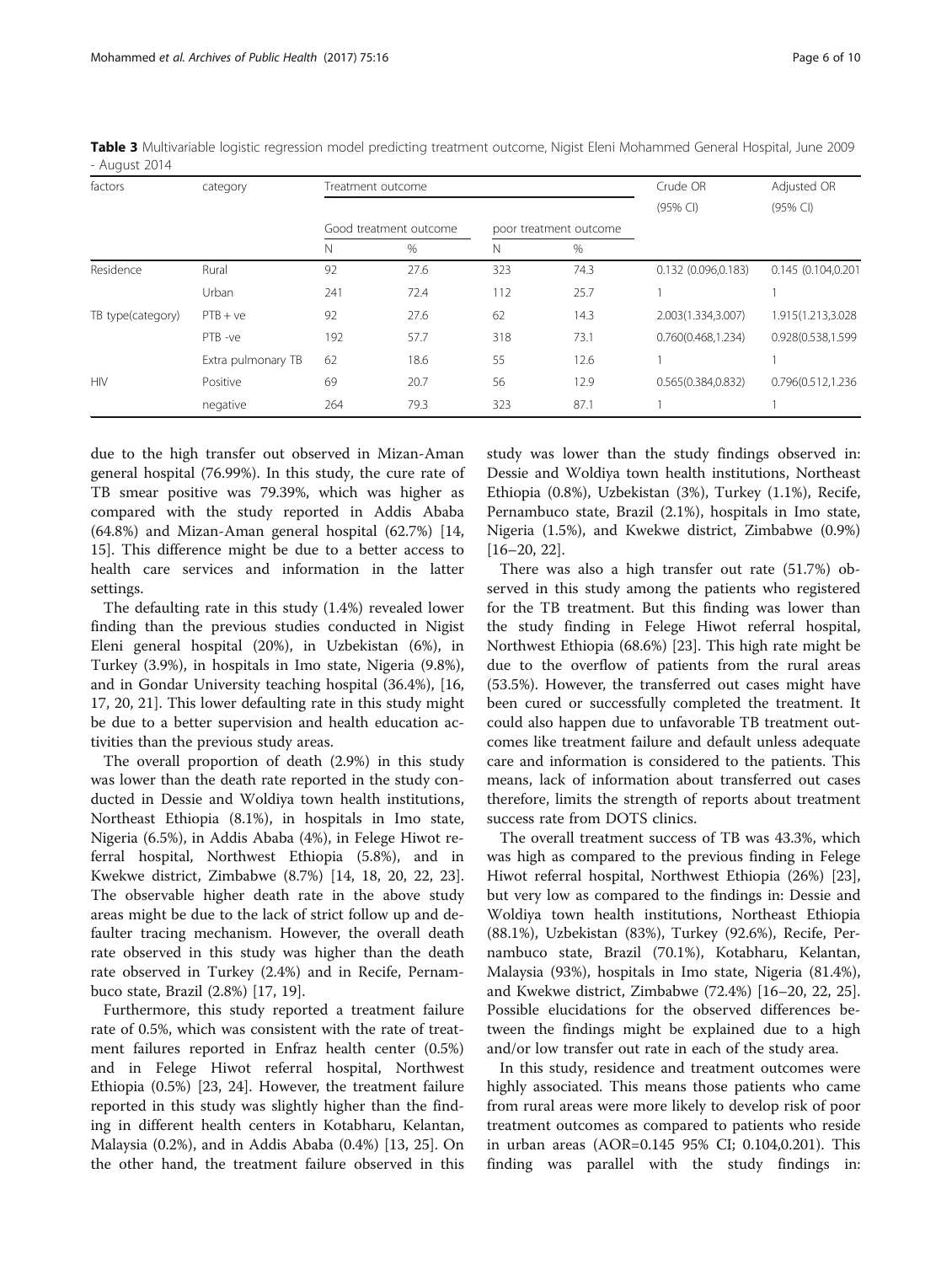**Table 3** Multivariable logistic regression model predicting treatment outcome, Nigist Eleni Mohammed General Hospital, June 2009 - August 2014

| factors | category | Treatment outcome | | | | Crude OR | Adjusted OR |
|---|---|---|---|---|---|---|---|
| | | Good treatment outcome | | poor treatment outcome | | (95% CI) | (95% CI) |
| | | N | % | N | % | | |
| Residence | Rural | 92 | 27.6 | 323 | 74.3 | 0.132 (0.096,0.183) | 0.145 (0.104,0.201 |
| | Urban | 241 | 72.4 | 112 | 25.7 | 1 | 1 |
| TB type(category) | PTB + ve | 92 | 27.6 | 62 | 14.3 | 2.003(1.334,3.007) | 1.915(1.213,3.028 |
| | PTB -ve | 192 | 57.7 | 318 | 73.1 | 0.760(0.468,1.234) | 0.928(0.538,1.599 |
| | Extra pulmonary TB | 62 | 18.6 | 55 | 12.6 | 1 | 1 |
| HIV | Positive | 69 | 20.7 | 56 | 12.9 | 0.565(0.384,0.832) | 0.796(0.512,1.236 |
| | negative | 264 | 79.3 | 323 | 87.1 | 1 | 1 |

due to the high transfer out observed in Mizan-Aman general hospital (76.99%). In this study, the cure rate of TB smear positive was 79.39%, which was higher as compared with the study reported in Addis Ababa (64.8%) and Mizan-Aman general hospital (62.7%) [14, 15]. This difference might be due to a better access to health care services and information in the latter settings.

The defaulting rate in this study (1.4%) revealed lower finding than the previous studies conducted in Nigist Eleni general hospital (20%), in Uzbekistan (6%), in Turkey (3.9%), in hospitals in Imo state, Nigeria (9.8%), and in Gondar University teaching hospital (36.4%), [16, 17, 20, 21]. This lower defaulting rate in this study might be due to a better supervision and health education activities than the previous study areas.

The overall proportion of death (2.9%) in this study was lower than the death rate reported in the study conducted in Dessie and Woldiya town health institutions, Northeast Ethiopia (8.1%), in hospitals in Imo state, Nigeria (6.5%), in Addis Ababa (4%), in Felege Hiwot referral hospital, Northwest Ethiopia (5.8%), and in Kwekwe district, Zimbabwe (8.7%) [14, 18, 20, 22, 23]. The observable higher death rate in the above study areas might be due to the lack of strict follow up and defaulter tracing mechanism. However, the overall death rate observed in this study was higher than the death rate observed in Turkey (2.4%) and in Recife, Pernambuco state, Brazil (2.8%) [17, 19].

Furthermore, this study reported a treatment failure rate of 0.5%, which was consistent with the rate of treatment failures reported in Enfraz health center (0.5%) and in Felege Hiwot referral hospital, Northwest Ethiopia (0.5%) [23, 24]. However, the treatment failure reported in this study was slightly higher than the finding in different health centers in Kotabharu, Kelantan, Malaysia (0.2%), and in Addis Ababa (0.4%) [13, 25]. On the other hand, the treatment failure observed in this study was lower than the study findings observed in: Dessie and Woldiya town health institutions, Northeast Ethiopia (0.8%), Uzbekistan (3%), Turkey (1.1%), Recife, Pernambuco state, Brazil (2.1%), hospitals in Imo state, Nigeria (1.5%), and Kwekwe district, Zimbabwe (0.9%) [16–20, 22].

There was also a high transfer out rate (51.7%) observed in this study among the patients who registered for the TB treatment. But this finding was lower than the study finding in Felege Hiwot referral hospital, Northwest Ethiopia (68.6%) [23]. This high rate might be due to the overflow of patients from the rural areas (53.5%). However, the transferred out cases might have been cured or successfully completed the treatment. It could also happen due to unfavorable TB treatment outcomes like treatment failure and default unless adequate care and information is considered to the patients. This means, lack of information about transferred out cases therefore, limits the strength of reports about treatment success rate from DOTS clinics.

The overall treatment success of TB was 43.3%, which was high as compared to the previous finding in Felege Hiwot referral hospital, Northwest Ethiopia (26%) [23], but very low as compared to the findings in: Dessie and Woldiya town health institutions, Northeast Ethiopia (88.1%), Uzbekistan (83%), Turkey (92.6%), Recife, Pernambuco state, Brazil (70.1%), Kotabharu, Kelantan, Malaysia (93%), hospitals in Imo state, Nigeria (81.4%), and Kwekwe district, Zimbabwe (72.4%) [16–20, 22, 25]. Possible elucidations for the observed differences between the findings might be explained due to a high and/or low transfer out rate in each of the study area.

In this study, residence and treatment outcomes were highly associated. This means those patients who came from rural areas were more likely to develop risk of poor treatment outcomes as compared to patients who reside in urban areas (AOR=0.145 95% CI; 0.104,0.201). This finding was parallel with the study findings in: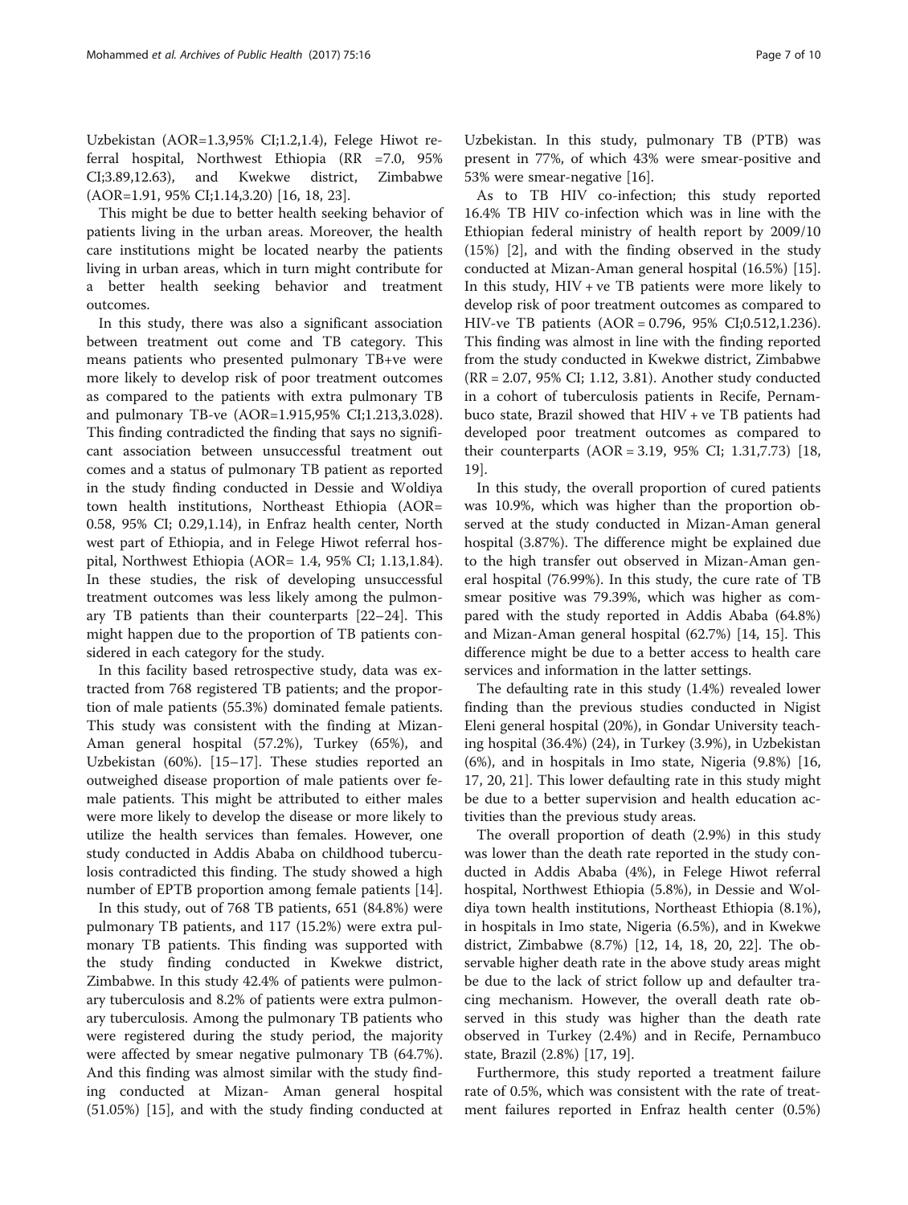Uzbekistan (AOR=1.3,95% CI;1.2,1.4), Felege Hiwot referral hospital, Northwest Ethiopia (RR =7.0, 95% CI;3.89,12.63), and Kwekwe district, Zimbabwe (AOR=1.91, 95% CI;1.14,3.20) [16, 18, 23].

This might be due to better health seeking behavior of patients living in the urban areas. Moreover, the health care institutions might be located nearby the patients living in urban areas, which in turn might contribute for a better health seeking behavior and treatment outcomes.

In this study, there was also a significant association between treatment out come and TB category. This means patients who presented pulmonary TB+ve were more likely to develop risk of poor treatment outcomes as compared to the patients with extra pulmonary TB and pulmonary TB-ve (AOR=1.915,95% CI;1.213,3.028). This finding contradicted the finding that says no significant association between unsuccessful treatment out comes and a status of pulmonary TB patient as reported in the study finding conducted in Dessie and Woldiya town health institutions, Northeast Ethiopia (AOR= 0.58, 95% CI; 0.29,1.14), in Enfraz health center, North west part of Ethiopia, and in Felege Hiwot referral hospital, Northwest Ethiopia (AOR= 1.4, 95% CI; 1.13,1.84). In these studies, the risk of developing unsuccessful treatment outcomes was less likely among the pulmonary TB patients than their counterparts [22–24]. This might happen due to the proportion of TB patients considered in each category for the study.

In this facility based retrospective study, data was extracted from 768 registered TB patients; and the proportion of male patients (55.3%) dominated female patients. This study was consistent with the finding at Mizan-Aman general hospital (57.2%), Turkey (65%), and Uzbekistan (60%). [15–17]. These studies reported an outweighed disease proportion of male patients over female patients. This might be attributed to either males were more likely to develop the disease or more likely to utilize the health services than females. However, one study conducted in Addis Ababa on childhood tuberculosis contradicted this finding. The study showed a high number of EPTB proportion among female patients [14].

In this study, out of 768 TB patients, 651 (84.8%) were pulmonary TB patients, and 117 (15.2%) were extra pulmonary TB patients. This finding was supported with the study finding conducted in Kwekwe district, Zimbabwe. In this study 42.4% of patients were pulmonary tuberculosis and 8.2% of patients were extra pulmonary tuberculosis. Among the pulmonary TB patients who were registered during the study period, the majority were affected by smear negative pulmonary TB (64.7%). And this finding was almost similar with the study finding conducted at Mizan- Aman general hospital (51.05%) [15], and with the study finding conducted at Uzbekistan. In this study, pulmonary TB (PTB) was present in 77%, of which 43% were smear-positive and 53% were smear-negative [16].

As to TB HIV co-infection; this study reported 16.4% TB HIV co-infection which was in line with the Ethiopian federal ministry of health report by 2009/10 (15%) [2], and with the finding observed in the study conducted at Mizan-Aman general hospital (16.5%) [15]. In this study, HIV + ve TB patients were more likely to develop risk of poor treatment outcomes as compared to HIV-ve TB patients (AOR = 0.796, 95% CI;0.512,1.236). This finding was almost in line with the finding reported from the study conducted in Kwekwe district, Zimbabwe (RR = 2.07, 95% CI; 1.12, 3.81). Another study conducted in a cohort of tuberculosis patients in Recife, Pernambuco state, Brazil showed that HIV + ve TB patients had developed poor treatment outcomes as compared to their counterparts (AOR = 3.19, 95% CI; 1.31,7.73) [18, 19].

In this study, the overall proportion of cured patients was 10.9%, which was higher than the proportion observed at the study conducted in Mizan-Aman general hospital (3.87%). The difference might be explained due to the high transfer out observed in Mizan-Aman general hospital (76.99%). In this study, the cure rate of TB smear positive was 79.39%, which was higher as compared with the study reported in Addis Ababa (64.8%) and Mizan-Aman general hospital (62.7%) [14, 15]. This difference might be due to a better access to health care services and information in the latter settings.

The defaulting rate in this study (1.4%) revealed lower finding than the previous studies conducted in Nigist Eleni general hospital (20%), in Gondar University teaching hospital (36.4%) (24), in Turkey (3.9%), in Uzbekistan (6%), and in hospitals in Imo state, Nigeria (9.8%) [16, 17, 20, 21]. This lower defaulting rate in this study might be due to a better supervision and health education activities than the previous study areas.

The overall proportion of death (2.9%) in this study was lower than the death rate reported in the study conducted in Addis Ababa (4%), in Felege Hiwot referral hospital, Northwest Ethiopia (5.8%), in Dessie and Woldiya town health institutions, Northeast Ethiopia (8.1%), in hospitals in Imo state, Nigeria (6.5%), and in Kwekwe district, Zimbabwe (8.7%) [12, 14, 18, 20, 22]. The observable higher death rate in the above study areas might be due to the lack of strict follow up and defaulter tracing mechanism. However, the overall death rate observed in this study was higher than the death rate observed in Turkey (2.4%) and in Recife, Pernambuco state, Brazil (2.8%) [17, 19].

Furthermore, this study reported a treatment failure rate of 0.5%, which was consistent with the rate of treatment failures reported in Enfraz health center (0.5%)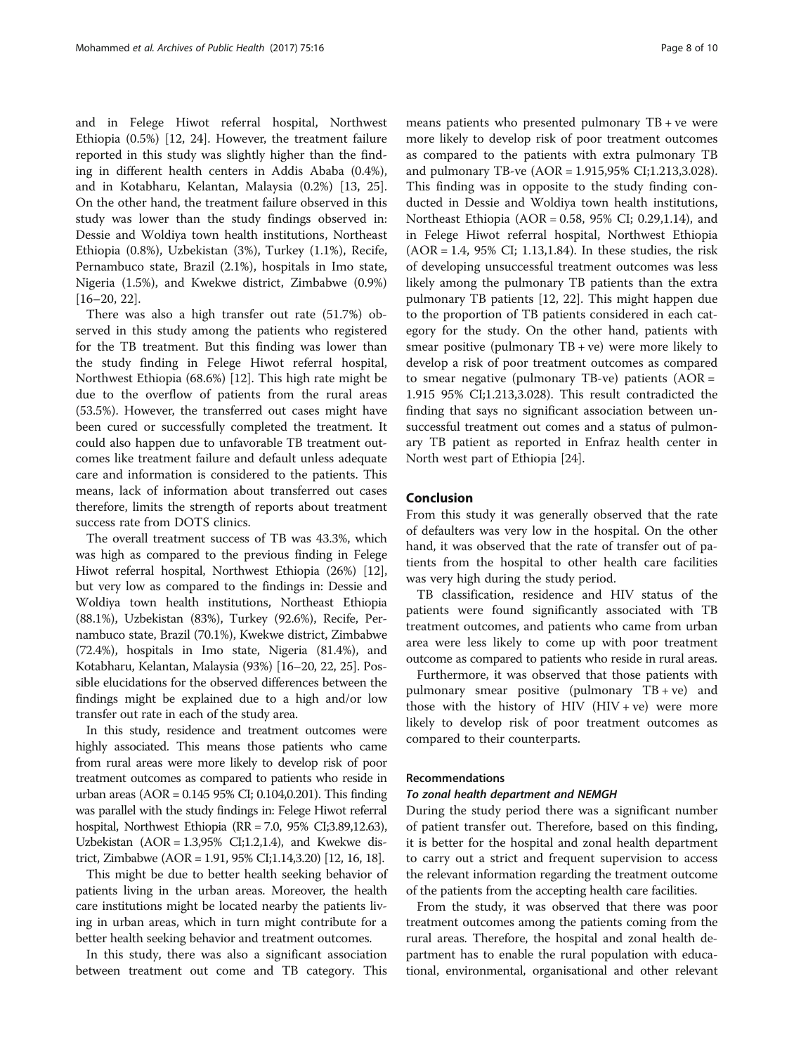and in Felege Hiwot referral hospital, Northwest Ethiopia (0.5%) [12, 24]. However, the treatment failure reported in this study was slightly higher than the finding in different health centers in Addis Ababa (0.4%), and in Kotabharu, Kelantan, Malaysia (0.2%) [13, 25]. On the other hand, the treatment failure observed in this study was lower than the study findings observed in: Dessie and Woldiya town health institutions, Northeast Ethiopia (0.8%), Uzbekistan (3%), Turkey (1.1%), Recife, Pernambuco state, Brazil (2.1%), hospitals in Imo state, Nigeria (1.5%), and Kwekwe district, Zimbabwe (0.9%) [16–20, 22].

There was also a high transfer out rate (51.7%) observed in this study among the patients who registered for the TB treatment. But this finding was lower than the study finding in Felege Hiwot referral hospital, Northwest Ethiopia (68.6%) [12]. This high rate might be due to the overflow of patients from the rural areas (53.5%). However, the transferred out cases might have been cured or successfully completed the treatment. It could also happen due to unfavorable TB treatment outcomes like treatment failure and default unless adequate care and information is considered to the patients. This means, lack of information about transferred out cases therefore, limits the strength of reports about treatment success rate from DOTS clinics.

The overall treatment success of TB was 43.3%, which was high as compared to the previous finding in Felege Hiwot referral hospital, Northwest Ethiopia (26%) [12], but very low as compared to the findings in: Dessie and Woldiya town health institutions, Northeast Ethiopia (88.1%), Uzbekistan (83%), Turkey (92.6%), Recife, Pernambuco state, Brazil (70.1%), Kwekwe district, Zimbabwe (72.4%), hospitals in Imo state, Nigeria (81.4%), and Kotabharu, Kelantan, Malaysia (93%) [16–20, 22, 25]. Possible elucidations for the observed differences between the findings might be explained due to a high and/or low transfer out rate in each of the study area.

In this study, residence and treatment outcomes were highly associated. This means those patients who came from rural areas were more likely to develop risk of poor treatment outcomes as compared to patients who reside in urban areas (AOR = 0.145 95% CI; 0.104,0.201). This finding was parallel with the study findings in: Felege Hiwot referral hospital, Northwest Ethiopia (RR = 7.0, 95% CI;3.89,12.63), Uzbekistan (AOR = 1.3,95% CI;1.2,1.4), and Kwekwe district, Zimbabwe (AOR = 1.91, 95% CI;1.14,3.20) [12, 16, 18].

This might be due to better health seeking behavior of patients living in the urban areas. Moreover, the health care institutions might be located nearby the patients living in urban areas, which in turn might contribute for a better health seeking behavior and treatment outcomes.

In this study, there was also a significant association between treatment out come and TB category. This means patients who presented pulmonary TB + ve were more likely to develop risk of poor treatment outcomes as compared to the patients with extra pulmonary TB and pulmonary TB-ve (AOR = 1.915,95% CI;1.213,3.028). This finding was in opposite to the study finding conducted in Dessie and Woldiya town health institutions, Northeast Ethiopia (AOR = 0.58, 95% CI; 0.29,1.14), and in Felege Hiwot referral hospital, Northwest Ethiopia (AOR = 1.4, 95% CI; 1.13,1.84). In these studies, the risk of developing unsuccessful treatment outcomes was less likely among the pulmonary TB patients than the extra pulmonary TB patients [12, 22]. This might happen due to the proportion of TB patients considered in each category for the study. On the other hand, patients with smear positive (pulmonary TB + ve) were more likely to develop a risk of poor treatment outcomes as compared to smear negative (pulmonary TB-ve) patients (AOR = 1.915 95% CI;1.213,3.028). This result contradicted the finding that says no significant association between unsuccessful treatment out comes and a status of pulmonary TB patient as reported in Enfraz health center in North west part of Ethiopia [24].

## Conclusion

From this study it was generally observed that the rate of defaulters was very low in the hospital. On the other hand, it was observed that the rate of transfer out of patients from the hospital to other health care facilities was very high during the study period.

TB classification, residence and HIV status of the patients were found significantly associated with TB treatment outcomes, and patients who came from urban area were less likely to come up with poor treatment outcome as compared to patients who reside in rural areas.

Furthermore, it was observed that those patients with pulmonary smear positive (pulmonary TB + ve) and those with the history of HIV (HIV + ve) were more likely to develop risk of poor treatment outcomes as compared to their counterparts.

### Recommendations

#### *To zonal health department and NEMGH*

During the study period there was a significant number of patient transfer out. Therefore, based on this finding, it is better for the hospital and zonal health department to carry out a strict and frequent supervision to access the relevant information regarding the treatment outcome of the patients from the accepting health care facilities.

From the study, it was observed that there was poor treatment outcomes among the patients coming from the rural areas. Therefore, the hospital and zonal health department has to enable the rural population with educational, environmental, organisational and other relevant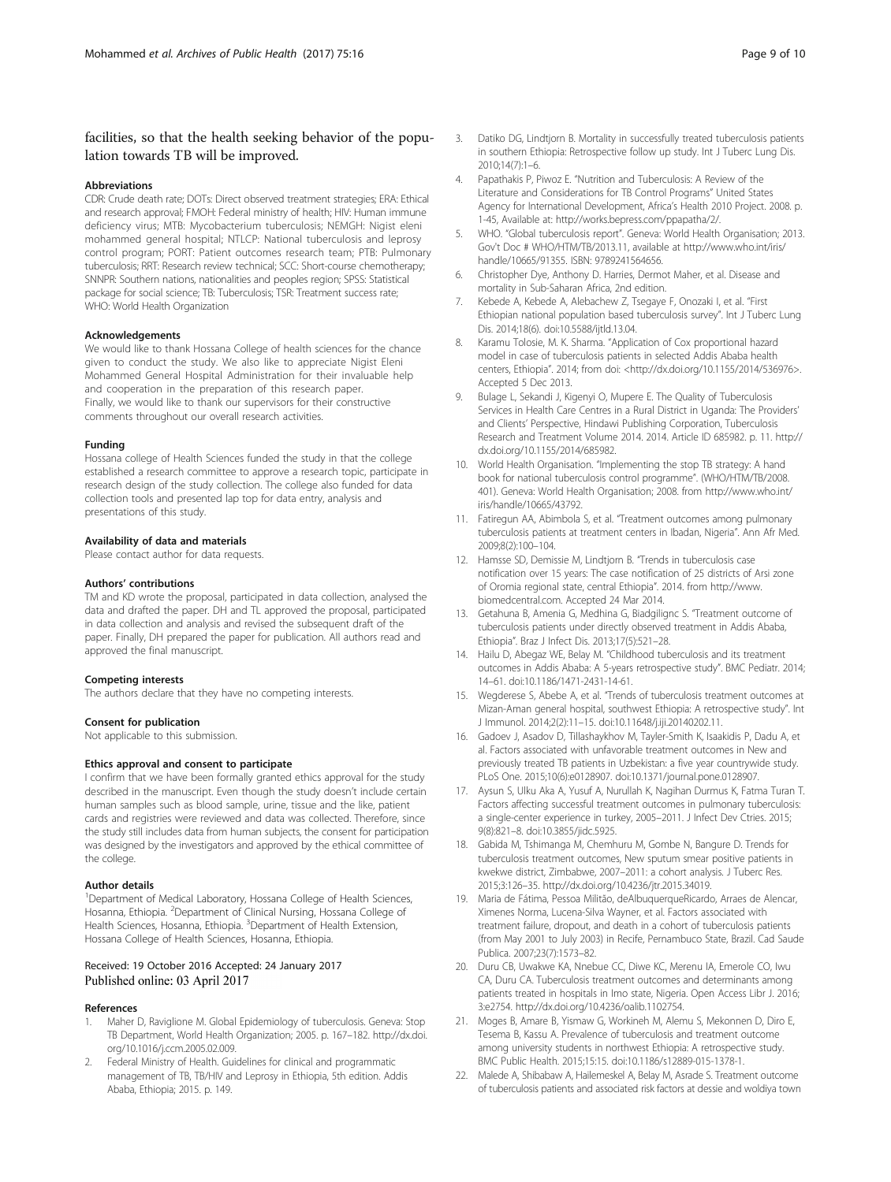facilities, so that the health seeking behavior of the population towards TB will be improved.

#### Abbreviations

CDR: Crude death rate; DOTs: Direct observed treatment strategies; ERA: Ethical and research approval; FMOH: Federal ministry of health; HIV: Human immune deficiency virus; MTB: Mycobacterium tuberculosis; NEMGH: Nigist eleni mohammed general hospital; NTLCP: National tuberculosis and leprosy control program; PORT: Patient outcomes research team; PTB: Pulmonary tuberculosis; RRT: Research review technical; SCC: Short-course chemotherapy; SNNPR: Southern nations, nationalities and peoples region; SPSS: Statistical package for social science; TB: Tuberculosis; TSR: Treatment success rate; WHO: World Health Organization

#### Acknowledgements

We would like to thank Hossana College of health sciences for the chance given to conduct the study. We also like to appreciate Nigist Eleni Mohammed General Hospital Administration for their invaluable help and cooperation in the preparation of this research paper. Finally, we would like to thank our supervisors for their constructive comments throughout our overall research activities.

#### Funding

Hossana college of Health Sciences funded the study in that the college established a research committee to approve a research topic, participate in research design of the study collection. The college also funded for data collection tools and presented lap top for data entry, analysis and presentations of this study.

#### Availability of data and materials

Please contact author for data requests.

#### Authors' contributions

TM and KD wrote the proposal, participated in data collection, analysed the data and drafted the paper. DH and TL approved the proposal, participated in data collection and analysis and revised the subsequent draft of the paper. Finally, DH prepared the paper for publication. All authors read and approved the final manuscript.

#### Competing interests

The authors declare that they have no competing interests.

#### Consent for publication

Not applicable to this submission.

#### Ethics approval and consent to participate

I confirm that we have been formally granted ethics approval for the study described in the manuscript. Even though the study doesn't include certain human samples such as blood sample, urine, tissue and the like, patient cards and registries were reviewed and data was collected. Therefore, since the study still includes data from human subjects, the consent for participation was designed by the investigators and approved by the ethical committee of the college.

#### Author details

[1]Department of Medical Laboratory, Hossana College of Health Sciences, Hosanna, Ethiopia. [2]Department of Clinical Nursing, Hossana College of Health Sciences, Hosanna, Ethiopia. [3]Department of Health Extension, Hossana College of Health Sciences, Hosanna, Ethiopia.

Received: 19 October 2016 Accepted: 24 January 2017
Published online: 03 April 2017

#### References

1. Maher D, Raviglione M. Global Epidemiology of tuberculosis. Geneva: Stop TB Department, World Health Organization; 2005. p. 167–182. http://dx.doi.org/10.1016/j.ccm.2005.02.009.
2. Federal Ministry of Health. Guidelines for clinical and programmatic management of TB, TB/HIV and Leprosy in Ethiopia, 5th edition. Addis Ababa, Ethiopia; 2015. p. 149.
3. Datiko DG, Lindtjorn B. Mortality in successfully treated tuberculosis patients in southern Ethiopia: Retrospective follow up study. Int J Tuberc Lung Dis. 2010;14(7):1–6.
4. Papathakis P, Piwoz E. "Nutrition and Tuberculosis: A Review of the Literature and Considerations for TB Control Programs" United States Agency for International Development, Africa's Health 2010 Project. 2008. p. 1-45, Available at: http://works.bepress.com/ppapatha/2/.
5. WHO. "Global tuberculosis report". Geneva: World Health Organisation; 2013. Gov't Doc # WHO/HTM/TB/2013.11, available at http://www.who.int/iris/handle/10665/91355. ISBN: 9789241564656.
6. Christopher Dye, Anthony D. Harries, Dermot Maher, et al. Disease and mortality in Sub-Saharan Africa, 2nd edition.
7. Kebede A, Kebede A, Alebachew Z, Tsegaye F, Onozaki I, et al. "First Ethiopian national population based tuberculosis survey". Int J Tuberc Lung Dis. 2014;18(6). doi:10.5588/ijtld.13.04.
8. Karamu Tolosie, M. K. Sharma. "Application of Cox proportional hazard model in case of tuberculosis patients in selected Addis Ababa health centers, Ethiopia". 2014; from doi: <http://dx.doi.org/10.1155/2014/536976>. Accepted 5 Dec 2013.
9. Bulage L, Sekandi J, Kigenyi O, Mupere E. The Quality of Tuberculosis Services in Health Care Centres in a Rural District in Uganda: The Providers' and Clients' Perspective, Hindawi Publishing Corporation, Tuberculosis Research and Treatment Volume 2014. 2014. Article ID 685982. p. 11. http://dx.doi.org/10.1155/2014/685982.
10. World Health Organisation. "Implementing the stop TB strategy: A hand book for national tuberculosis control programme". (WHO/HTM/TB/2008. 401). Geneva: World Health Organisation; 2008. from http://www.who.int/iris/handle/10665/43792.
11. Fatiregun AA, Abimbola S, et al. "Treatment outcomes among pulmonary tuberculosis patients at treatment centers in Ibadan, Nigeria". Ann Afr Med. 2009;8(2):100–104.
12. Hamsse SD, Demissie M, Lindtjorn B. "Trends in tuberculosis case notification over 15 years: The case notification of 25 districts of Arsi zone of Oromia regional state, central Ethiopia". 2014. from http://www.biomedcentral.com. Accepted 24 Mar 2014.
13. Getahuna B, Amenia G, Medhina G, Biadgilignc S. "Treatment outcome of tuberculosis patients under directly observed treatment in Addis Ababa, Ethiopia". Braz J Infect Dis. 2013;17(5):521–28.
14. Hailu D, Abegaz WE, Belay M. "Childhood tuberculosis and its treatment outcomes in Addis Ababa: A 5-years retrospective study". BMC Pediatr. 2014; 14–61. doi:10.1186/1471-2431-14-61.
15. Wegderese S, Abebe A, et al. "Trends of tuberculosis treatment outcomes at Mizan-Aman general hospital, southwest Ethiopia: A retrospective study". Int J Immunol. 2014;2(2):11–15. doi:10.11648/j.iji.20140202.11.
16. Gadoev J, Asadov D, Tillashaykhov M, Tayler-Smith K, Isaakidis P, Dadu A, et al. Factors associated with unfavorable treatment outcomes in New and previously treated TB patients in Uzbekistan: a five year countrywide study. PLoS One. 2015;10(6):e0128907. doi:10.1371/journal.pone.0128907.
17. Aysun S, Ulku Aka A, Yusuf A, Nurullah K, Nagihan Durmus K, Fatma Turan T. Factors affecting successful treatment outcomes in pulmonary tuberculosis: a single-center experience in turkey, 2005–2011. J Infect Dev Ctries. 2015; 9(8):821–8. doi:10.3855/jidc.5925.
18. Gabida M, Tshimanga M, Chemhuru M, Gombe N, Bangure D. Trends for tuberculosis treatment outcomes, New sputum smear positive patients in kwekwe district, Zimbabwe, 2007–2011: a cohort analysis. J Tuberc Res. 2015;3:126–35. http://dx.doi.org/10.4236/jtr.2015.34019.
19. Maria de Fátima, Pessoa Militão, deAlbuquerqueRicardo, Arraes de Alencar, Ximenes Norma, Lucena-Silva Wayner, et al. Factors associated with treatment failure, dropout, and death in a cohort of tuberculosis patients (from May 2001 to July 2003) in Recife, Pernambuco State, Brazil. Cad Saude Publica. 2007;23(7):1573–82.
20. Duru CB, Uwakwe KA, Nnebue CC, Diwe KC, Merenu IA, Emerole CO, Iwu CA, Duru CA. Tuberculosis treatment outcomes and determinants among patients treated in hospitals in Imo state, Nigeria. Open Access Libr J. 2016; 3:e2754. http://dx.doi.org/10.4236/oalib.1102754.
21. Moges B, Amare B, Yismaw G, Workineh M, Alemu S, Mekonnen D, Diro E, Tesema B, Kassu A. Prevalence of tuberculosis and treatment outcome among university students in northwest Ethiopia: A retrospective study. BMC Public Health. 2015;15:15. doi:10.1186/s12889-015-1378-1.
22. Malede A, Shibabaw A, Hailemeskel A, Belay M, Asrade S. Treatment outcome of tuberculosis patients and associated risk factors at dessie and woldiya town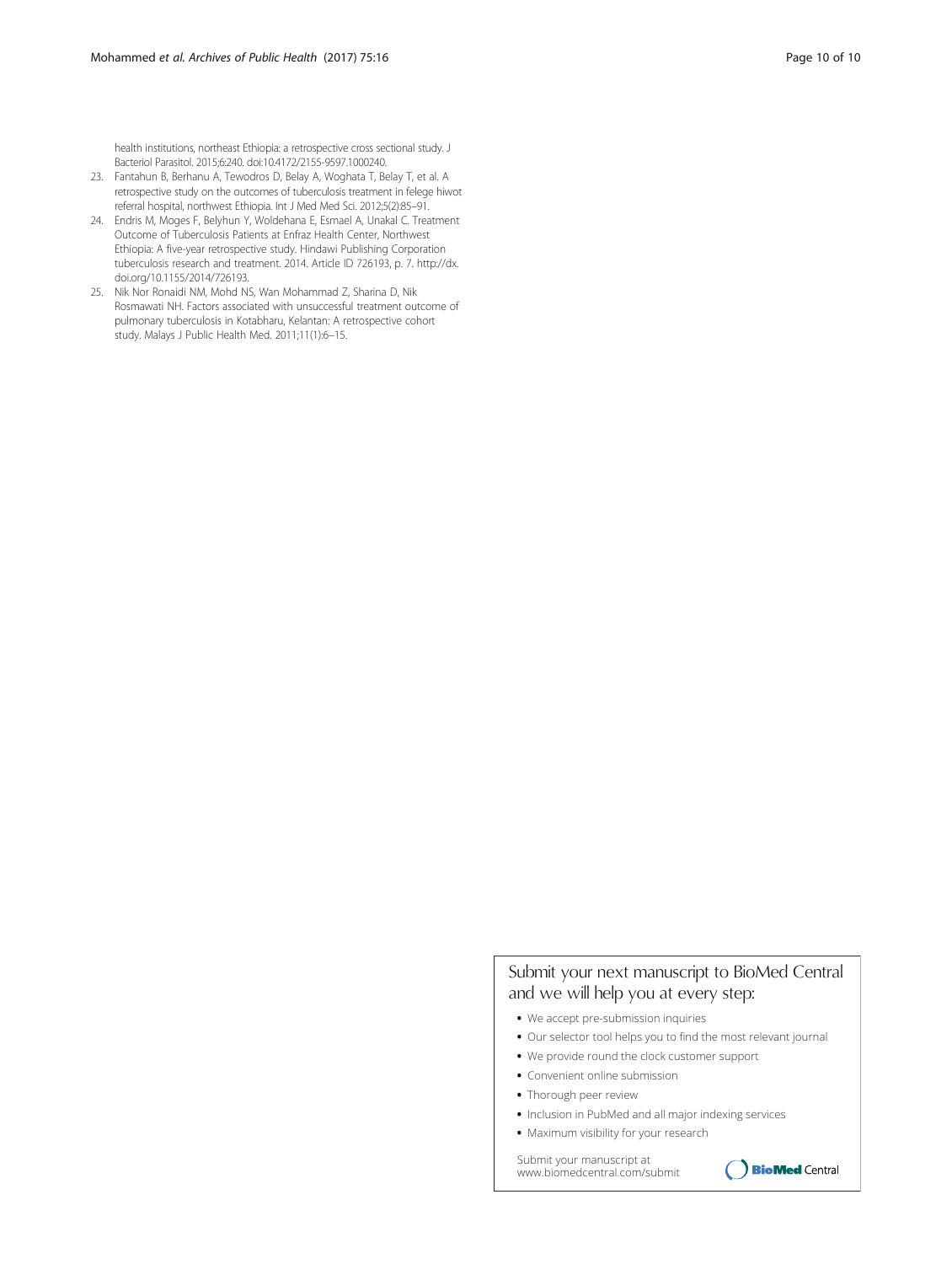health institutions, northeast Ethiopia: a retrospective cross sectional study. J Bacteriol Parasitol. 2015;6:240. doi:10.4172/2155-9597.1000240.

23. Fantahun B, Berhanu A, Tewodros D, Belay A, Woghata T, Belay T, et al. A retrospective study on the outcomes of tuberculosis treatment in felege hiwot referral hospital, northwest Ethiopia. Int J Med Med Sci. 2012;5(2):85–91.
24. Endris M, Moges F, Belyhun Y, Woldehana E, Esmael A, Unakal C. Treatment Outcome of Tuberculosis Patients at Enfraz Health Center, Northwest Ethiopia: A five-year retrospective study. Hindawi Publishing Corporation tuberculosis research and treatment. 2014. Article ID 726193, p. 7. http://dx.doi.org/10.1155/2014/726193.
25. Nik Nor Ronaidi NM, Mohd NS, Wan Mohammad Z, Sharina D, Nik Rosmawati NH. Factors associated with unsuccessful treatment outcome of pulmonary tuberculosis in Kotabharu, Kelantan: A retrospective cohort study. Malays J Public Health Med. 2011;11(1):6–15.

Submit your next manuscript to BioMed Central and we will help you at every step:

- We accept pre-submission inquiries
- Our selector tool helps you to find the most relevant journal
- We provide round the clock customer support
- Convenient online submission
- Thorough peer review
- Inclusion in PubMed and all major indexing services
- Maximum visibility for your research

Submit your manuscript at
www.biomedcentral.com/submit

BioMed Central